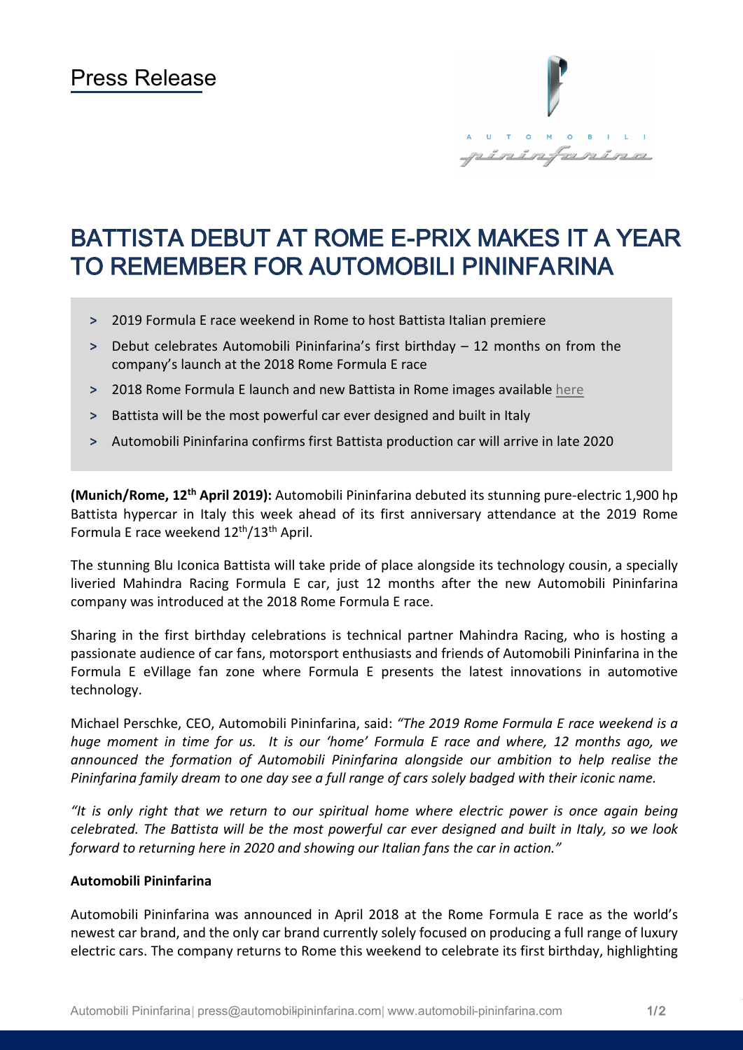Press Release

# BATTISTA DEBUT AT ROME E-PRIX MAKES IT A YEAR TO REMEMBER FOR AUTOMOBILI PININFARINA

- 2019 Formula E race weekend in Rome to host Battista Italian premiere
- Debut celebrates Automobili Pininfarina's first birthday – 12 months on from the company's launch at the 2018 Rome Formula E race
- 2018 Rome Formula E launch and new Battista in Rome images available here
- Battista will be the most powerful car ever designed and built in Italy
- Automobili Pininfarina confirms first Battista production car will arrive in late 2020

**(Munich/Rome, 12th April 2019):** Automobili Pininfarina debuted its stunning pure-electric 1,900 hp Battista hypercar in Italy this week ahead of its first anniversary attendance at the 2019 Rome Formula E race weekend 12th/13th April.

The stunning Blu Iconica Battista will take pride of place alongside its technology cousin, a specially liveried Mahindra Racing Formula E car, just 12 months after the new Automobili Pininfarina company was introduced at the 2018 Rome Formula E race.

Sharing in the first birthday celebrations is technical partner Mahindra Racing, who is hosting a passionate audience of car fans, motorsport enthusiasts and friends of Automobili Pininfarina in the Formula E eVillage fan zone where Formula E presents the latest innovations in automotive technology.

Michael Perschke, CEO, Automobili Pininfarina, said: *"The 2019 Rome Formula E race weekend is a huge moment in time for us. It is our 'home' Formula E race and where, 12 months ago, we announced the formation of Automobili Pininfarina alongside our ambition to help realise the Pininfarina family dream to one day see a full range of cars solely badged with their iconic name.*

*"It is only right that we return to our spiritual home where electric power is once again being celebrated. The Battista will be the most powerful car ever designed and built in Italy, so we look forward to returning here in 2020 and showing our Italian fans the car in action."*

**Automobili Pininfarina**

Automobili Pininfarina was announced in April 2018 at the Rome Formula E race as the world's newest car brand, and the only car brand currently solely focused on producing a full range of luxury electric cars. The company returns to Rome this weekend to celebrate its first birthday, highlighting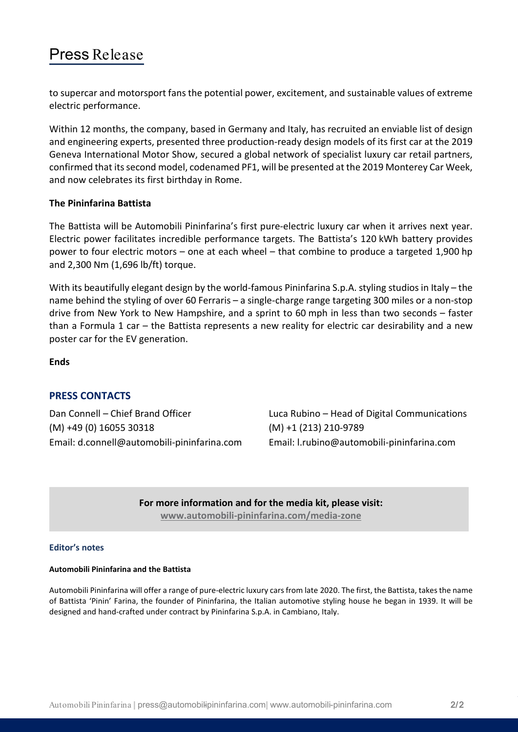to supercar and motorsport fans the potential power, excitement, and sustainable values of extreme electric performance.

Within 12 months, the company, based in Germany and Italy, has recruited an enviable list of design and engineering experts, presented three production-ready design models of its first car at the 2019 Geneva International Motor Show, secured a global network of specialist luxury car retail partners, confirmed that its second model, codenamed PF1, will be presented at the 2019 Monterey Car Week, and now celebrates its first birthday in Rome.

**The Pininfarina Battista**

The Battista will be Automobili Pininfarina's first pure-electric luxury car when it arrives next year. Electric power facilitates incredible performance targets. The Battista's 120 kWh battery provides power to four electric motors – one at each wheel – that combine to produce a targeted 1,900 hp and 2,300 Nm (1,696 lb/ft) torque.

With its beautifully elegant design by the world-famous Pininfarina S.p.A. styling studios in Italy – the name behind the styling of over 60 Ferraris – a single-charge range targeting 300 miles or a non-stop drive from New York to New Hampshire, and a sprint to 60 mph in less than two seconds – faster than a Formula 1 car – the Battista represents a new reality for electric car desirability and a new poster car for the EV generation.

**Ends**

## PRESS CONTACTS

Dan Connell – Chief Brand Officer
(M) +49 (0) 16055 30318
Email: d.connell@automobili-pininfarina.com

Luca Rubino – Head of Digital Communications
(M) +1 (213) 210-9789
Email: l.rubino@automobili-pininfarina.com

**For more information and for the media kit, please visit:**
**www.automobili-pininfarina.com/media-zone**

### Editor's notes

**Automobili Pininfarina and the Battista**

Automobili Pininfarina will offer a range of pure-electric luxury cars from late 2020. The first, the Battista, takes the name of Battista 'Pinin' Farina, the founder of Pininfarina, the Italian automotive styling house he began in 1939. It will be designed and hand-crafted under contract by Pininfarina S.p.A. in Cambiano, Italy.